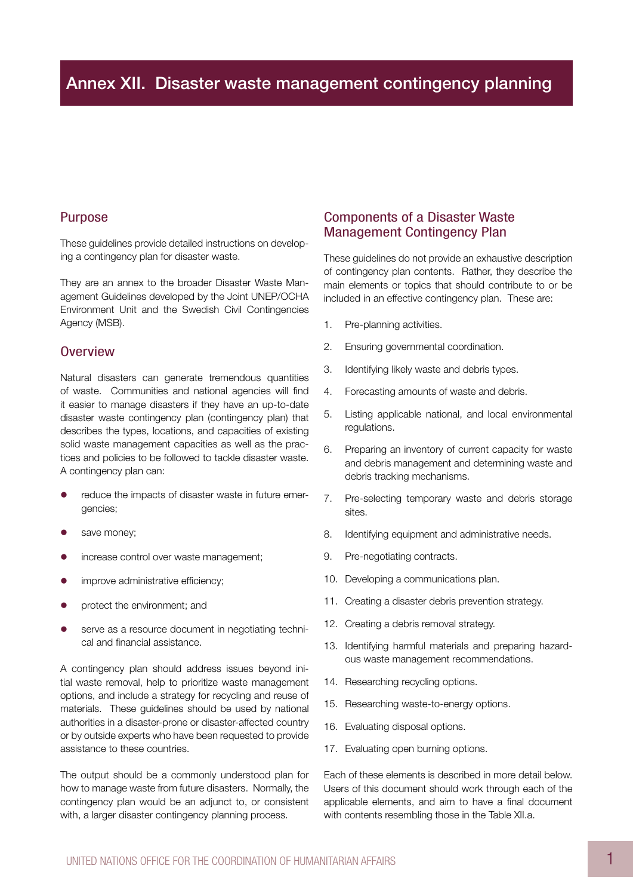# Annex XII. Disaster waste management contingency planning

## Purpose

These guidelines provide detailed instructions on developing a contingency plan for disaster waste.

They are an annex to the broader Disaster Waste Management Guidelines developed by the Joint UNEP/OCHA Environment Unit and the Swedish Civil Contingencies Agency (MSB).

## Overview

Natural disasters can generate tremendous quantities of waste. Communities and national agencies will find it easier to manage disasters if they have an up-to-date disaster waste contingency plan (contingency plan) that describes the types, locations, and capacities of existing solid waste management capacities as well as the practices and policies to be followed to tackle disaster waste. A contingency plan can:

- reduce the impacts of disaster waste in future emergencies;
- save money;
- increase control over waste management;
- improve administrative efficiency;
- protect the environment; and
- serve as a resource document in negotiating technical and financial assistance.

A contingency plan should address issues beyond initial waste removal, help to prioritize waste management options, and include a strategy for recycling and reuse of materials. These guidelines should be used by national authorities in a disaster-prone or disaster-affected country or by outside experts who have been requested to provide assistance to these countries.

The output should be a commonly understood plan for how to manage waste from future disasters. Normally, the contingency plan would be an adjunct to, or consistent with, a larger disaster contingency planning process.

## Components of a Disaster Waste Management Contingency Plan

These guidelines do not provide an exhaustive description of contingency plan contents. Rather, they describe the main elements or topics that should contribute to or be included in an effective contingency plan. These are:

1. Pre-planning activities.
2. Ensuring governmental coordination.
3. Identifying likely waste and debris types.
4. Forecasting amounts of waste and debris.
5. Listing applicable national, and local environmental regulations.
6. Preparing an inventory of current capacity for waste and debris management and determining waste and debris tracking mechanisms.
7. Pre-selecting temporary waste and debris storage sites.
8. Identifying equipment and administrative needs.
9. Pre-negotiating contracts.
10. Developing a communications plan.
11. Creating a disaster debris prevention strategy.
12. Creating a debris removal strategy.
13. Identifying harmful materials and preparing hazardous waste management recommendations.
14. Researching recycling options.
15. Researching waste-to-energy options.
16. Evaluating disposal options.
17. Evaluating open burning options.

Each of these elements is described in more detail below. Users of this document should work through each of the applicable elements, and aim to have a final document with contents resembling those in the Table XII.a.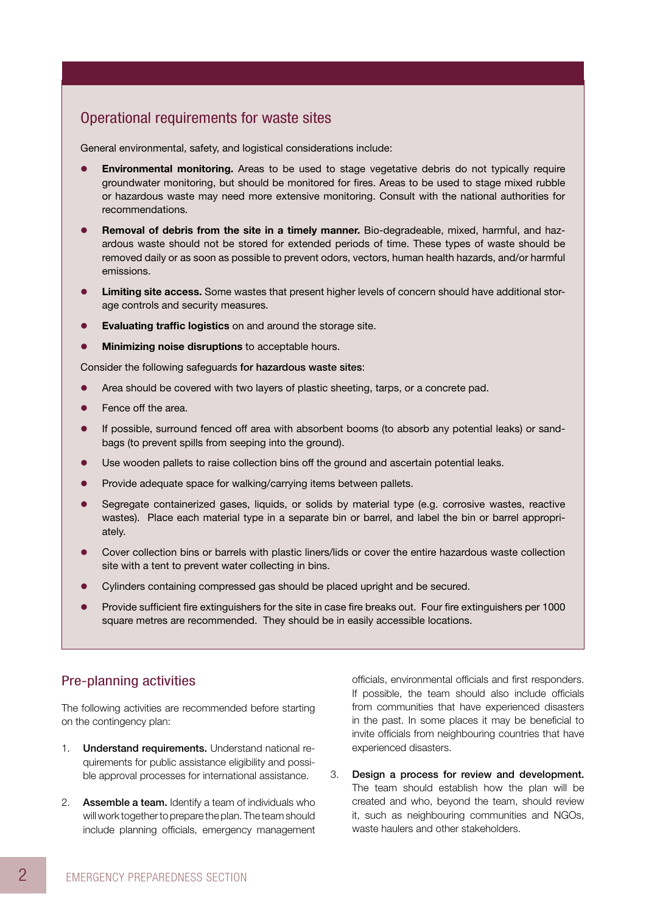## Operational requirements for waste sites

General environmental, safety, and logistical considerations include:

- **Environmental monitoring.** Areas to be used to stage vegetative debris do not typically require groundwater monitoring, but should be monitored for fires. Areas to be used to stage mixed rubble or hazardous waste may need more extensive monitoring. Consult with the national authorities for recommendations.
- **Removal of debris from the site in a timely manner.** Bio-degradeable, mixed, harmful, and hazardous waste should not be stored for extended periods of time. These types of waste should be removed daily or as soon as possible to prevent odors, vectors, human health hazards, and/or harmful emissions.
- **Limiting site access.** Some wastes that present higher levels of concern should have additional storage controls and security measures.
- **Evaluating traffic logistics** on and around the storage site.
- **Minimizing noise disruptions** to acceptable hours.

Consider the following safeguards **for hazardous waste sites**:

- Area should be covered with two layers of plastic sheeting, tarps, or a concrete pad.
- Fence off the area.
- If possible, surround fenced off area with absorbent booms (to absorb any potential leaks) or sandbags (to prevent spills from seeping into the ground).
- Use wooden pallets to raise collection bins off the ground and ascertain potential leaks.
- Provide adequate space for walking/carrying items between pallets.
- Segregate containerized gases, liquids, or solids by material type (e.g. corrosive wastes, reactive wastes). Place each material type in a separate bin or barrel, and label the bin or barrel appropriately.
- Cover collection bins or barrels with plastic liners/lids or cover the entire hazardous waste collection site with a tent to prevent water collecting in bins.
- Cylinders containing compressed gas should be placed upright and be secured.
- Provide sufficient fire extinguishers for the site in case fire breaks out. Four fire extinguishers per 1000 square metres are recommended. They should be in easily accessible locations.

## Pre-planning activities

The following activities are recommended before starting on the contingency plan:

1. **Understand requirements.** Understand national requirements for public assistance eligibility and possible approval processes for international assistance.
2. **Assemble a team.** Identify a team of individuals who will work together to prepare the plan. The team should include planning officials, emergency management officials, environmental officials and first responders. If possible, the team should also include officials from communities that have experienced disasters in the past. In some places it may be beneficial to invite officials from neighbouring countries that have experienced disasters.
3. **Design a process for review and development.** The team should establish how the plan will be created and who, beyond the team, should review it, such as neighbouring communities and NGOs, waste haulers and other stakeholders.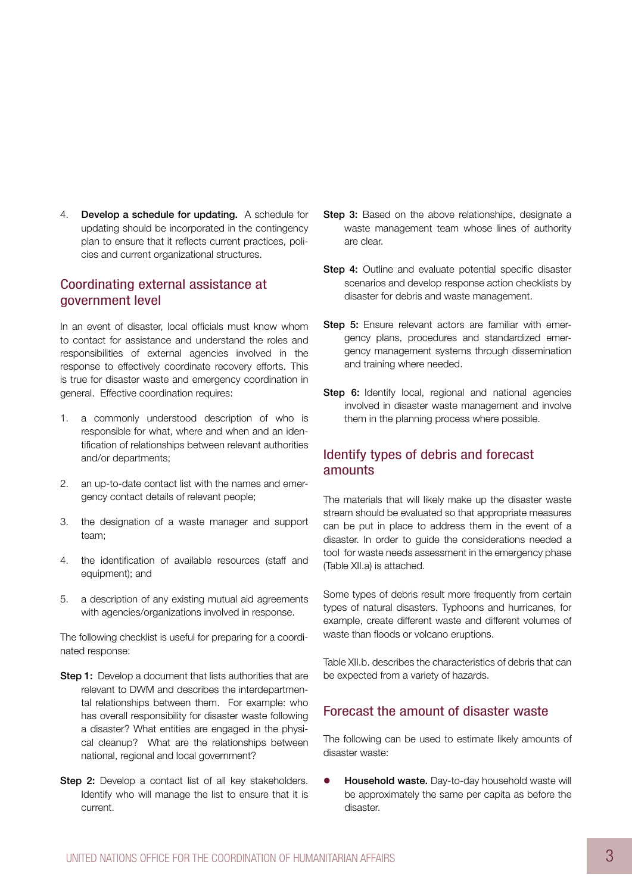4. **Develop a schedule for updating.** A schedule for updating should be incorporated in the contingency plan to ensure that it reflects current practices, policies and current organizational structures.

## Coordinating external assistance at government level

In an event of disaster, local officials must know whom to contact for assistance and understand the roles and responsibilities of external agencies involved in the response to effectively coordinate recovery efforts. This is true for disaster waste and emergency coordination in general. Effective coordination requires:

1. a commonly understood description of who is responsible for what, where and when and an identification of relationships between relevant authorities and/or departments;
2. an up-to-date contact list with the names and emergency contact details of relevant people;
3. the designation of a waste manager and support team;
4. the identification of available resources (staff and equipment); and
5. a description of any existing mutual aid agreements with agencies/organizations involved in response.

The following checklist is useful for preparing for a coordinated response:

**Step 1:** Develop a document that lists authorities that are relevant to DWM and describes the interdepartmental relationships between them. For example: who has overall responsibility for disaster waste following a disaster? What entities are engaged in the physical cleanup? What are the relationships between national, regional and local government?

**Step 2:** Develop a contact list of all key stakeholders. Identify who will manage the list to ensure that it is current.

**Step 3:** Based on the above relationships, designate a waste management team whose lines of authority are clear.

**Step 4:** Outline and evaluate potential specific disaster scenarios and develop response action checklists by disaster for debris and waste management.

**Step 5:** Ensure relevant actors are familiar with emergency plans, procedures and standardized emergency management systems through dissemination and training where needed.

**Step 6:** Identify local, regional and national agencies involved in disaster waste management and involve them in the planning process where possible.

## Identify types of debris and forecast amounts

The materials that will likely make up the disaster waste stream should be evaluated so that appropriate measures can be put in place to address them in the event of a disaster. In order to guide the considerations needed a tool for waste needs assessment in the emergency phase (Table XII.a) is attached.

Some types of debris result more frequently from certain types of natural disasters. Typhoons and hurricanes, for example, create different waste and different volumes of waste than floods or volcano eruptions.

Table XII.b. describes the characteristics of debris that can be expected from a variety of hazards.

## Forecast the amount of disaster waste

The following can be used to estimate likely amounts of disaster waste:

- **Household waste.** Day-to-day household waste will be approximately the same per capita as before the disaster.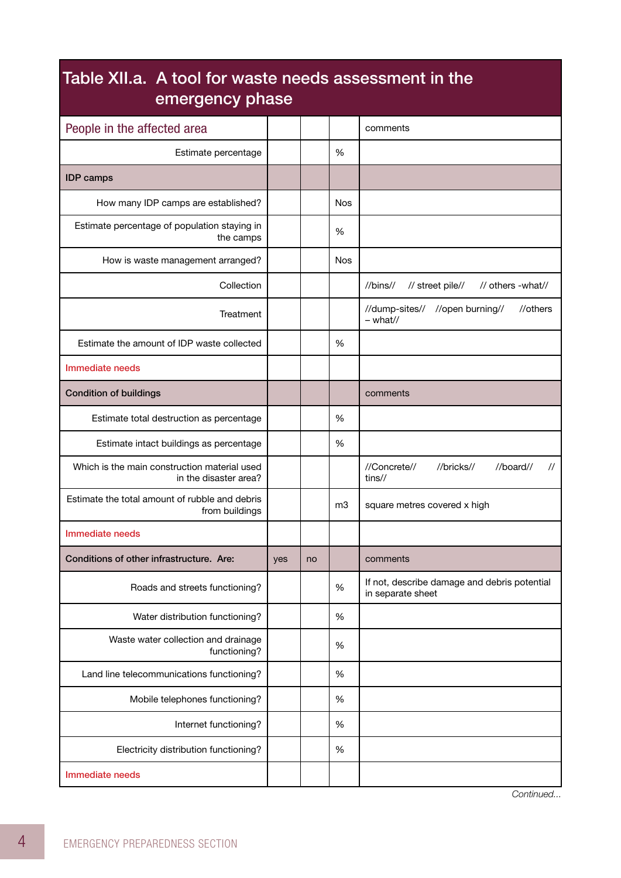## Table XII.a. A tool for waste needs assessment in the emergency phase

| People in the affected area | | | | comments |
|---|---|---|---|---|
| Estimate percentage | | | % | |
| **IDP camps** | | | | |
| How many IDP camps are established? | | | Nos | |
| Estimate percentage of population staying in the camps | | | % | |
| How is waste management arranged? | | | Nos | |
| Collection | | | | //bins// // street pile// // others -what// |
| Treatment | | | | //dump-sites// //open burning// //others – what// |
| Estimate the amount of IDP waste collected | | | % | |
| Immediate needs | | | | |
| **Condition of buildings** | | | | comments |
| Estimate total destruction as percentage | | | % | |
| Estimate intact buildings as percentage | | | % | |
| Which is the main construction material used in the disaster area? | | | | //Concrete// //bricks// //board// // tins// |
| Estimate the total amount of rubble and debris from buildings | | | m3 | square metres covered x high |
| Immediate needs | | | | |
| **Conditions of other infrastructure. Are:** | yes | no | | comments |
| Roads and streets functioning? | | | % | If not, describe damage and debris potential in separate sheet |
| Water distribution functioning? | | | % | |
| Waste water collection and drainage functioning? | | | % | |
| Land line telecommunications functioning? | | | % | |
| Mobile telephones functioning? | | | % | |
| Internet functioning? | | | % | |
| Electricity distribution functioning? | | | % | |
| Immediate needs | | | | |

*Continued...*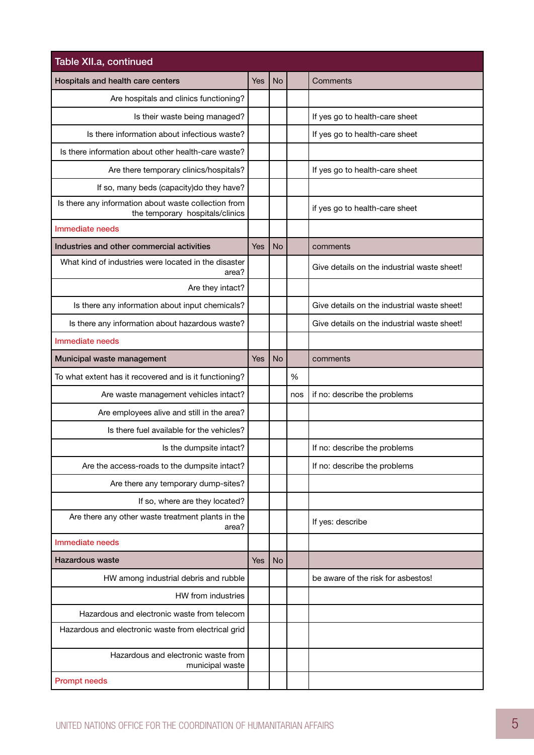| Table XII.a, continued | | | | |
|---|---|---|---|---|
| **Hospitals and health care centers** | Yes | No | | Comments |
| Are hospitals and clinics functioning? | | | | |
| Is their waste being managed? | | | | If yes go to health-care sheet |
| Is there information about infectious waste? | | | | If yes go to health-care sheet |
| Is there information about other health-care waste? | | | | |
| Are there temporary clinics/hospitals? | | | | If yes go to health-care sheet |
| If so, many beds (capacity)do they have? | | | | |
| Is there any information about waste collection from the temporary hospitals/clinics | | | | if yes go to health-care sheet |
| Immediate needs | | | | |
| **Industries and other commercial activities** | Yes | No | | comments |
| What kind of industries were located in the disaster area? | | | | Give details on the industrial waste sheet! |
| Are they intact? | | | | |
| Is there any information about input chemicals? | | | | Give details on the industrial waste sheet! |
| Is there any information about hazardous waste? | | | | Give details on the industrial waste sheet! |
| Immediate needs | | | | |
| **Municipal waste management** | Yes | No | | comments |
| To what extent has it recovered and is it functioning? | | | % | |
| Are waste management vehicles intact? | | | nos | if no: describe the problems |
| Are employees alive and still in the area? | | | | |
| Is there fuel available for the vehicles? | | | | |
| Is the dumpsite intact? | | | | If no: describe the problems |
| Are the access-roads to the dumpsite intact? | | | | If no: describe the problems |
| Are there any temporary dump-sites? | | | | |
| If so, where are they located? | | | | |
| Are there any other waste treatment plants in the area? | | | | If yes: describe |
| Immediate needs | | | | |
| **Hazardous waste** | Yes | No | | |
| HW among industrial debris and rubble | | | | be aware of the risk for asbestos! |
| HW from industries | | | | |
| Hazardous and electronic waste from telecom | | | | |
| Hazardous and electronic waste from electrical grid | | | | |
| Hazardous and electronic waste from municipal waste | | | | |
| Prompt needs | | | | |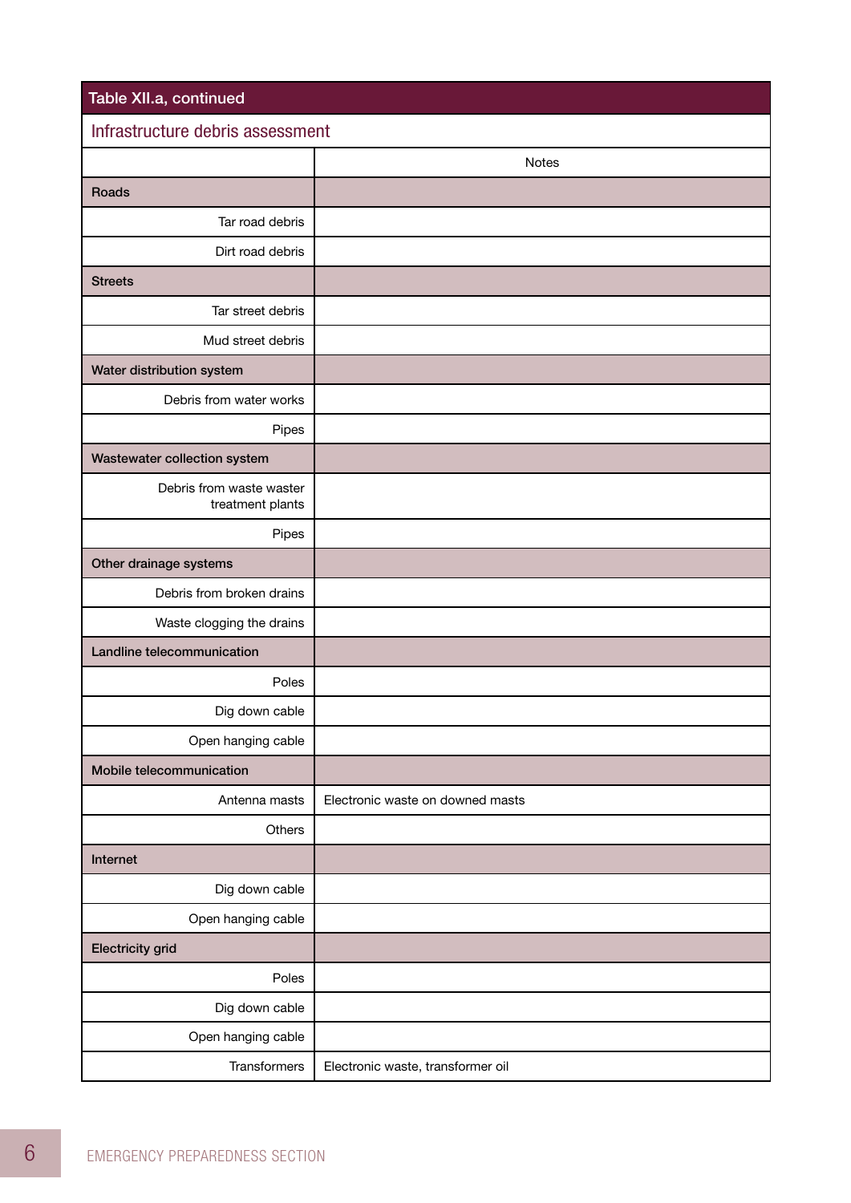| Table XII.a, continued | |
|---|---|
| **Infrastructure debris assessment** | |
| | Notes |
| **Roads** | |
| Tar road debris | |
| Dirt road debris | |
| **Streets** | |
| Tar street debris | |
| Mud street debris | |
| **Water distribution system** | |
| Debris from water works | |
| Pipes | |
| **Wastewater collection system** | |
| Debris from waste waster treatment plants | |
| Pipes | |
| **Other drainage systems** | |
| Debris from broken drains | |
| Waste clogging the drains | |
| **Landline telecommunication** | |
| Poles | |
| Dig down cable | |
| Open hanging cable | |
| **Mobile telecommunication** | |
| Antenna masts | Electronic waste on downed masts |
| Others | |
| **Internet** | |
| Dig down cable | |
| Open hanging cable | |
| **Electricity grid** | |
| Poles | |
| Dig down cable | |
| Open hanging cable | |
| Transformers | Electronic waste, transformer oil |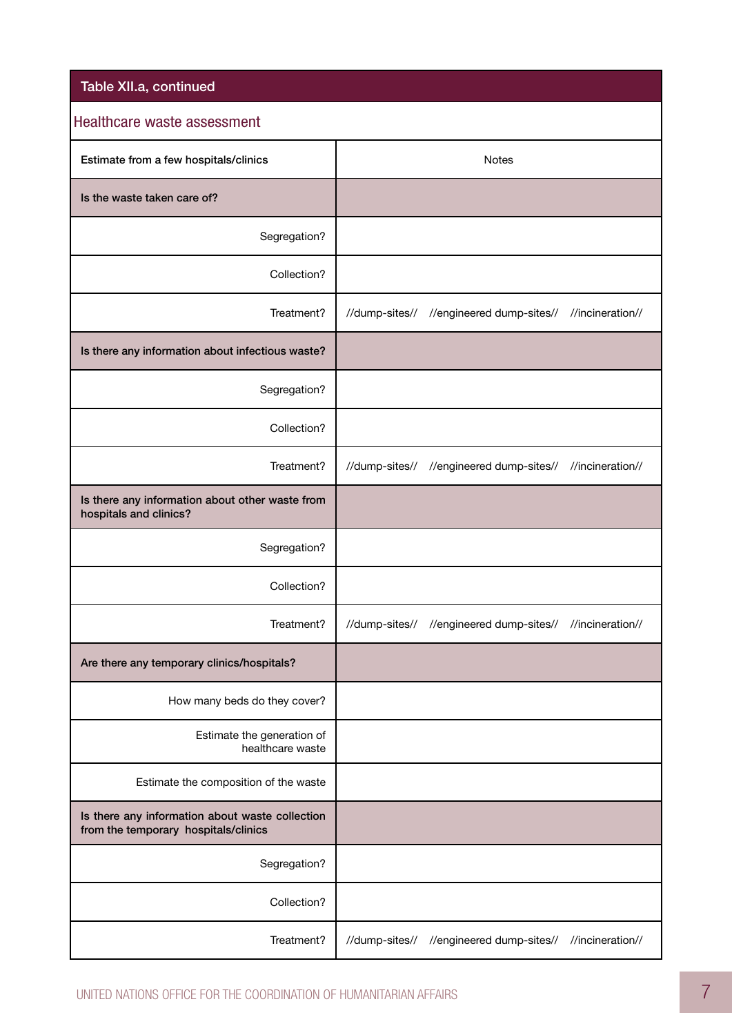**Table XII.a, continued**

| Healthcare waste assessment | |
|---|---|
| **Estimate from a few hospitals/clinics** | Notes |
| **Is the waste taken care of?** | |
| Segregation? | |
| Collection? | |
| Treatment? | //dump-sites// //engineered dump-sites// //incineration// |
| **Is there any information about infectious waste?** | |
| Segregation? | |
| Collection? | |
| Treatment? | //dump-sites// //engineered dump-sites// //incineration// |
| **Is there any information about other waste from hospitals and clinics?** | |
| Segregation? | |
| Collection? | |
| Treatment? | //dump-sites// //engineered dump-sites// //incineration// |
| **Are there any temporary clinics/hospitals?** | |
| How many beds do they cover? | |
| Estimate the generation of healthcare waste | |
| Estimate the composition of the waste | |
| **Is there any information about waste collection from the temporary hospitals/clinics** | |
| Segregation? | |
| Collection? | |
| Treatment? | //dump-sites// //engineered dump-sites// //incineration// |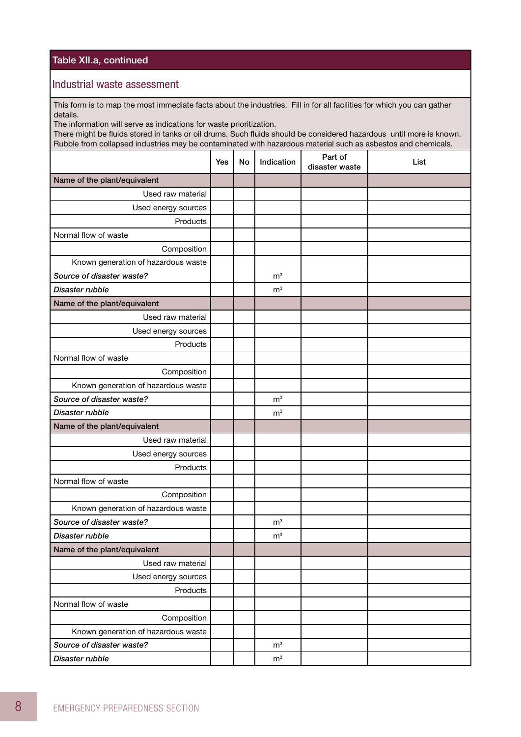## Table XII.a, continued

### Industrial waste assessment

This form is to map the most immediate facts about the industries. Fill in for all facilities for which you can gather details.
The information will serve as indications for waste prioritization.
There might be fluids stored in tanks or oil drums. Such fluids should be considered hazardous until more is known.
Rubble from collapsed industries may be contaminated with hazardous material such as asbestos and chemicals.

| | Yes | No | Indication | Part of disaster waste | List |
|---|---|---|---|---|---|
| **Name of the plant/equivalent** | | | | | |
| Used raw material | | | | | |
| Used energy sources | | | | | |
| Products | | | | | |
| Normal flow of waste | | | | | |
| Composition | | | | | |
| Known generation of hazardous waste | | | | | |
| ***Source of disaster waste?*** | | | $m^3$ | | |
| ***Disaster rubble*** | | | $m^3$ | | |
| **Name of the plant/equivalent** | | | | | |
| Used raw material | | | | | |
| Used energy sources | | | | | |
| Products | | | | | |
| Normal flow of waste | | | | | |
| Composition | | | | | |
| Known generation of hazardous waste | | | | | |
| ***Source of disaster waste?*** | | | $m^3$ | | |
| ***Disaster rubble*** | | | $m^3$ | | |
| **Name of the plant/equivalent** | | | | | |
| Used raw material | | | | | |
| Used energy sources | | | | | |
| Products | | | | | |
| Normal flow of waste | | | | | |
| Composition | | | | | |
| Known generation of hazardous waste | | | | | |
| ***Source of disaster waste?*** | | | $m^3$ | | |
| ***Disaster rubble*** | | | $m^3$ | | |
| **Name of the plant/equivalent** | | | | | |
| Used raw material | | | | | |
| Used energy sources | | | | | |
| Products | | | | | |
| Normal flow of waste | | | | | |
| Composition | | | | | |
| Known generation of hazardous waste | | | | | |
| ***Source of disaster waste?*** | | | $m^3$ | | |
| ***Disaster rubble*** | | | $m^3$ | | |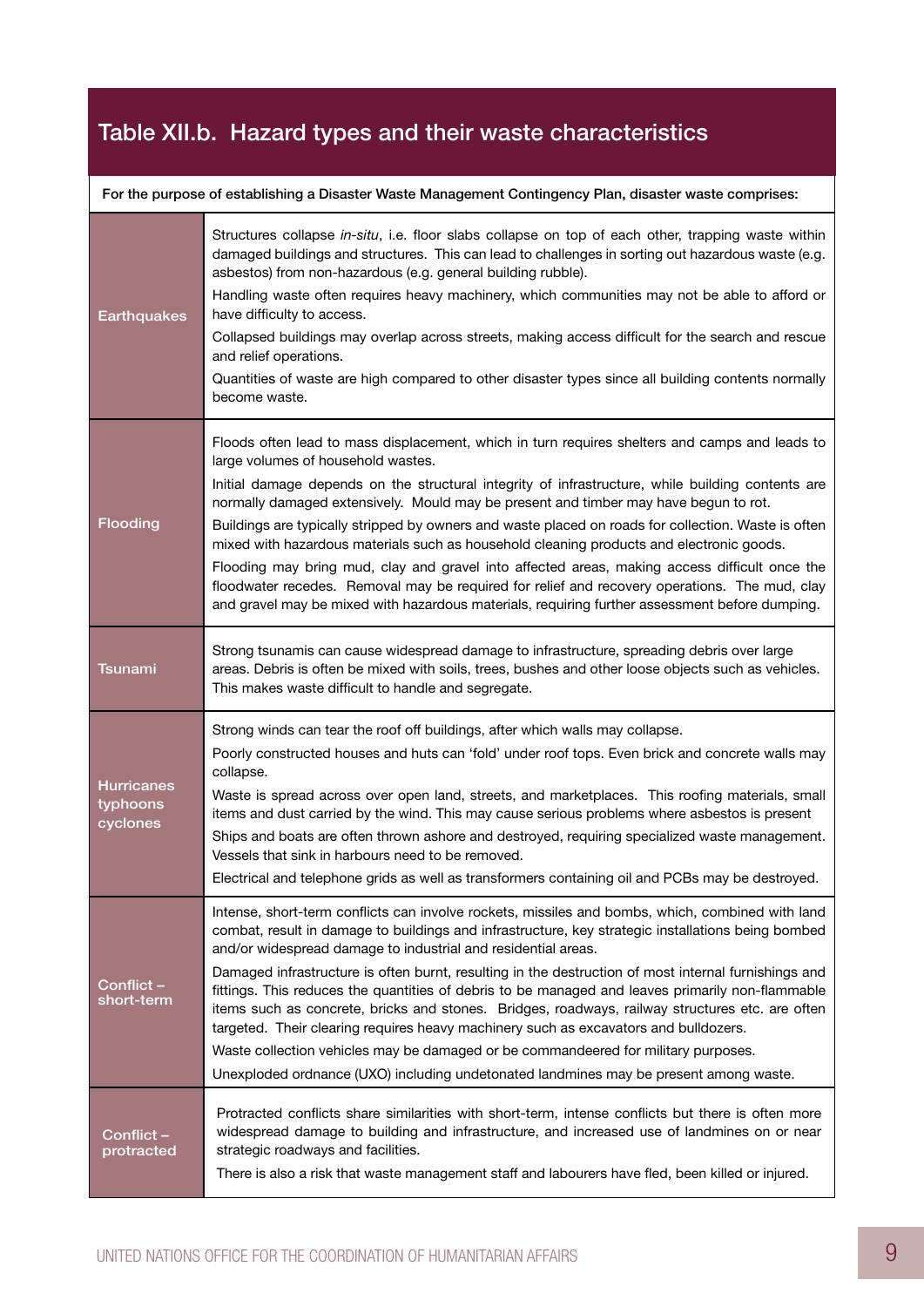## Table XII.b. Hazard types and their waste characteristics

| For the purpose of establishing a Disaster Waste Management Contingency Plan, disaster waste comprises: | |
|---|---|
| Earthquakes | Structures collapse *in-situ*, i.e. floor slabs collapse on top of each other, trapping waste within damaged buildings and structures. This can lead to challenges in sorting out hazardous waste (e.g. asbestos) from non-hazardous (e.g. general building rubble).<br>Handling waste often requires heavy machinery, which communities may not be able to afford or have difficulty to access.<br>Collapsed buildings may overlap across streets, making access difficult for the search and rescue and relief operations.<br>Quantities of waste are high compared to other disaster types since all building contents normally become waste. |
| Flooding | Floods often lead to mass displacement, which in turn requires shelters and camps and leads to large volumes of household wastes.<br>Initial damage depends on the structural integrity of infrastructure, while building contents are normally damaged extensively. Mould may be present and timber may have begun to rot.<br>Buildings are typically stripped by owners and waste placed on roads for collection. Waste is often mixed with hazardous materials such as household cleaning products and electronic goods.<br>Flooding may bring mud, clay and gravel into affected areas, making access difficult once the floodwater recedes. Removal may be required for relief and recovery operations. The mud, clay and gravel may be mixed with hazardous materials, requiring further assessment before dumping. |
| Tsunami | Strong tsunamis can cause widespread damage to infrastructure, spreading debris over large areas. Debris is often be mixed with soils, trees, bushes and other loose objects such as vehicles. This makes waste difficult to handle and segregate. |
| Hurricanes typhoons cyclones | Strong winds can tear the roof off buildings, after which walls may collapse.<br>Poorly constructed houses and huts can 'fold' under roof tops. Even brick and concrete walls may collapse.<br>Waste is spread across over open land, streets, and marketplaces. This roofing materials, small items and dust carried by the wind. This may cause serious problems where asbestos is present<br>Ships and boats are often thrown ashore and destroyed, requiring specialized waste management. Vessels that sink in harbours need to be removed.<br>Electrical and telephone grids as well as transformers containing oil and PCBs may be destroyed. |
| Conflict – short-term | Intense, short-term conflicts can involve rockets, missiles and bombs, which, combined with land combat, result in damage to buildings and infrastructure, key strategic installations being bombed and/or widespread damage to industrial and residential areas.<br>Damaged infrastructure is often burnt, resulting in the destruction of most internal furnishings and fittings. This reduces the quantities of debris to be managed and leaves primarily non-flammable items such as concrete, bricks and stones. Bridges, roadways, railway structures etc. are often targeted. Their clearing requires heavy machinery such as excavators and bulldozers.<br>Waste collection vehicles may be damaged or be commandeered for military purposes.<br>Unexploded ordnance (UXO) including undetonated landmines may be present among waste. |
| Conflict – protracted | Protracted conflicts share similarities with short-term, intense conflicts but there is often more widespread damage to building and infrastructure, and increased use of landmines on or near strategic roadways and facilities.<br>There is also a risk that waste management staff and labourers have fled, been killed or injured. |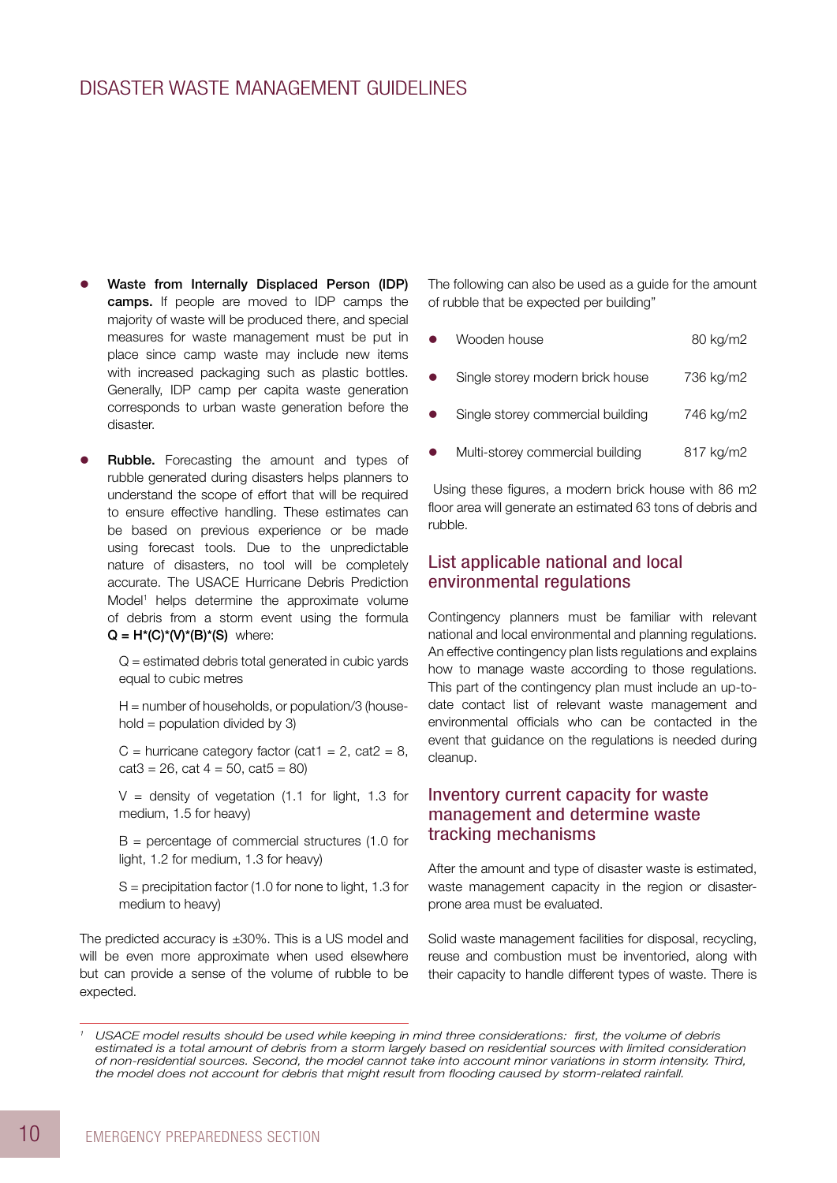- **Waste from Internally Displaced Person (IDP) camps.** If people are moved to IDP camps the majority of waste will be produced there, and special measures for waste management must be put in place since camp waste may include new items with increased packaging such as plastic bottles. Generally, IDP camp per capita waste generation corresponds to urban waste generation before the disaster.

- **Rubble.** Forecasting the amount and types of rubble generated during disasters helps planners to understand the scope of effort that will be required to ensure effective handling. These estimates can be based on previous experience or be made using forecast tools. Due to the unpredictable nature of disasters, no tool will be completely accurate. The USACE Hurricane Debris Prediction Model[1] helps determine the approximate volume of debris from a storm event using the formula **Q = H\*(C)\*(V)\*(B)\*(S)** where:

  Q = estimated debris total generated in cubic yards equal to cubic metres

  H = number of households, or population/3 (household = population divided by 3)

  C = hurricane category factor (cat1 = 2, cat2 = 8, cat3 = 26, cat 4 = 50, cat5 = 80)

  V = density of vegetation (1.1 for light, 1.3 for medium, 1.5 for heavy)

  B = percentage of commercial structures (1.0 for light, 1.2 for medium, 1.3 for heavy)

  S = precipitation factor (1.0 for none to light, 1.3 for medium to heavy)

The predicted accuracy is ±30%. This is a US model and will be even more approximate when used elsewhere but can provide a sense of the volume of rubble to be expected.

The following can also be used as a guide for the amount of rubble that be expected per building"

- Wooden house 80 kg/m2
- Single storey modern brick house 736 kg/m2
- Single storey commercial building 746 kg/m2
- Multi-storey commercial building 817 kg/m2

Using these figures, a modern brick house with 86 m2 floor area will generate an estimated 63 tons of debris and rubble.

## List applicable national and local environmental regulations

Contingency planners must be familiar with relevant national and local environmental and planning regulations. An effective contingency plan lists regulations and explains how to manage waste according to those regulations. This part of the contingency plan must include an up-to-date contact list of relevant waste management and environmental officials who can be contacted in the event that guidance on the regulations is needed during cleanup.

## Inventory current capacity for waste management and determine waste tracking mechanisms

After the amount and type of disaster waste is estimated, waste management capacity in the region or disaster-prone area must be evaluated.

Solid waste management facilities for disposal, recycling, reuse and combustion must be inventoried, along with their capacity to handle different types of waste. There is

---

*[1] USACE model results should be used while keeping in mind three considerations: first, the volume of debris estimated is a total amount of debris from a storm largely based on residential sources with limited consideration of non-residential sources. Second, the model cannot take into account minor variations in storm intensity. Third, the model does not account for debris that might result from flooding caused by storm-related rainfall.*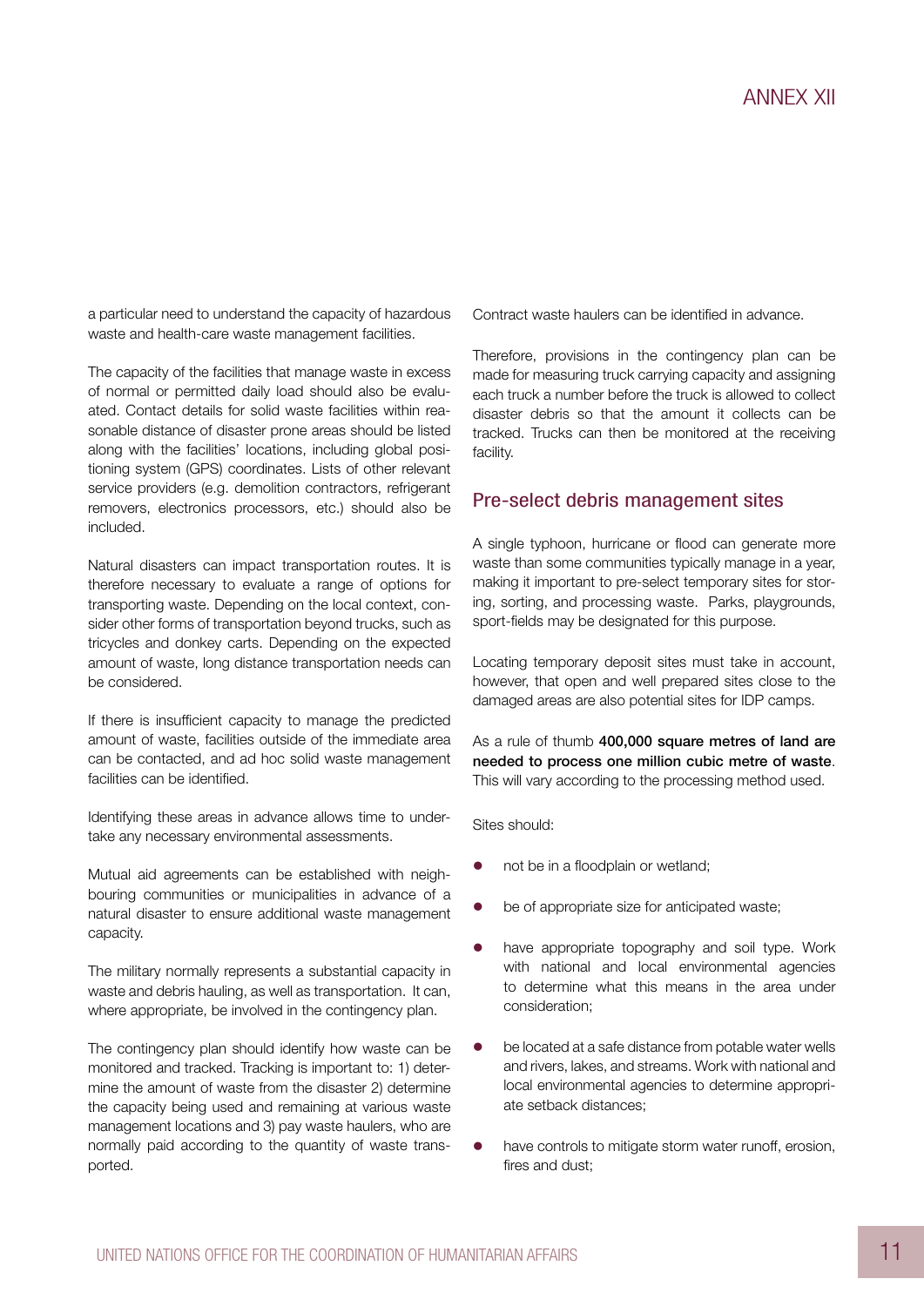a particular need to understand the capacity of hazardous waste and health-care waste management facilities.

The capacity of the facilities that manage waste in excess of normal or permitted daily load should also be evaluated. Contact details for solid waste facilities within reasonable distance of disaster prone areas should be listed along with the facilities' locations, including global positioning system (GPS) coordinates. Lists of other relevant service providers (e.g. demolition contractors, refrigerant removers, electronics processors, etc.) should also be included.

Natural disasters can impact transportation routes. It is therefore necessary to evaluate a range of options for transporting waste. Depending on the local context, consider other forms of transportation beyond trucks, such as tricycles and donkey carts. Depending on the expected amount of waste, long distance transportation needs can be considered.

If there is insufficient capacity to manage the predicted amount of waste, facilities outside of the immediate area can be contacted, and ad hoc solid waste management facilities can be identified.

Identifying these areas in advance allows time to undertake any necessary environmental assessments.

Mutual aid agreements can be established with neighbouring communities or municipalities in advance of a natural disaster to ensure additional waste management capacity.

The military normally represents a substantial capacity in waste and debris hauling, as well as transportation. It can, where appropriate, be involved in the contingency plan.

The contingency plan should identify how waste can be monitored and tracked. Tracking is important to: 1) determine the amount of waste from the disaster 2) determine the capacity being used and remaining at various waste management locations and 3) pay waste haulers, who are normally paid according to the quantity of waste transported.

Contract waste haulers can be identified in advance.

Therefore, provisions in the contingency plan can be made for measuring truck carrying capacity and assigning each truck a number before the truck is allowed to collect disaster debris so that the amount it collects can be tracked. Trucks can then be monitored at the receiving facility.

## Pre-select debris management sites

A single typhoon, hurricane or flood can generate more waste than some communities typically manage in a year, making it important to pre-select temporary sites for storing, sorting, and processing waste. Parks, playgrounds, sport-fields may be designated for this purpose.

Locating temporary deposit sites must take in account, however, that open and well prepared sites close to the damaged areas are also potential sites for IDP camps.

As a rule of thumb **400,000 square metres of land are needed to process one million cubic metre of waste**. This will vary according to the processing method used.

Sites should:

- not be in a floodplain or wetland;
- be of appropriate size for anticipated waste;
- have appropriate topography and soil type. Work with national and local environmental agencies to determine what this means in the area under consideration;
- be located at a safe distance from potable water wells and rivers, lakes, and streams. Work with national and local environmental agencies to determine appropriate setback distances;
- have controls to mitigate storm water runoff, erosion, fires and dust;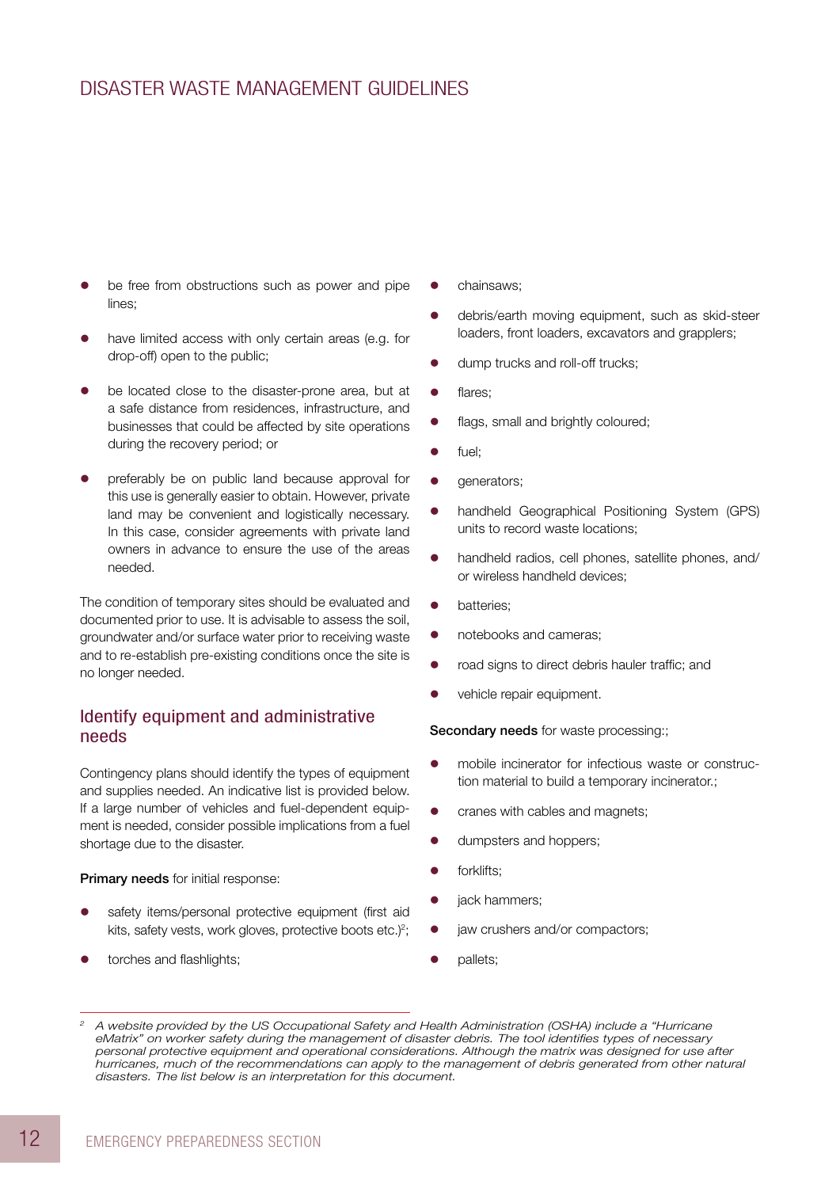- be free from obstructions such as power and pipe lines;
- have limited access with only certain areas (e.g. for drop-off) open to the public;
- be located close to the disaster-prone area, but at a safe distance from residences, infrastructure, and businesses that could be affected by site operations during the recovery period; or
- preferably be on public land because approval for this use is generally easier to obtain. However, private land may be convenient and logistically necessary. In this case, consider agreements with private land owners in advance to ensure the use of the areas needed.

The condition of temporary sites should be evaluated and documented prior to use. It is advisable to assess the soil, groundwater and/or surface water prior to receiving waste and to re-establish pre-existing conditions once the site is no longer needed.

## Identify equipment and administrative needs

Contingency plans should identify the types of equipment and supplies needed. An indicative list is provided below. If a large number of vehicles and fuel-dependent equipment is needed, consider possible implications from a fuel shortage due to the disaster.

**Primary needs** for initial response:

- safety items/personal protective equipment (first aid kits, safety vests, work gloves, protective boots etc.)[2];
- torches and flashlights;
- chainsaws;
- debris/earth moving equipment, such as skid-steer loaders, front loaders, excavators and grapplers;
- dump trucks and roll-off trucks;
- flares;
- flags, small and brightly coloured;
- fuel;
- generators;
- handheld Geographical Positioning System (GPS) units to record waste locations;
- handheld radios, cell phones, satellite phones, and/or wireless handheld devices;
- batteries;
- notebooks and cameras;
- road signs to direct debris hauler traffic; and
- vehicle repair equipment.

**Secondary needs** for waste processing:;

- mobile incinerator for infectious waste or construction material to build a temporary incinerator.;
- cranes with cables and magnets;
- dumpsters and hoppers;
- forklifts;
- jack hammers;
- jaw crushers and/or compactors;
- pallets;

[2] *A website provided by the US Occupational Safety and Health Administration (OSHA) include a "Hurricane eMatrix" on worker safety during the management of disaster debris. The tool identifies types of necessary personal protective equipment and operational considerations. Although the matrix was designed for use after hurricanes, much of the recommendations can apply to the management of debris generated from other natural disasters. The list below is an interpretation for this document.*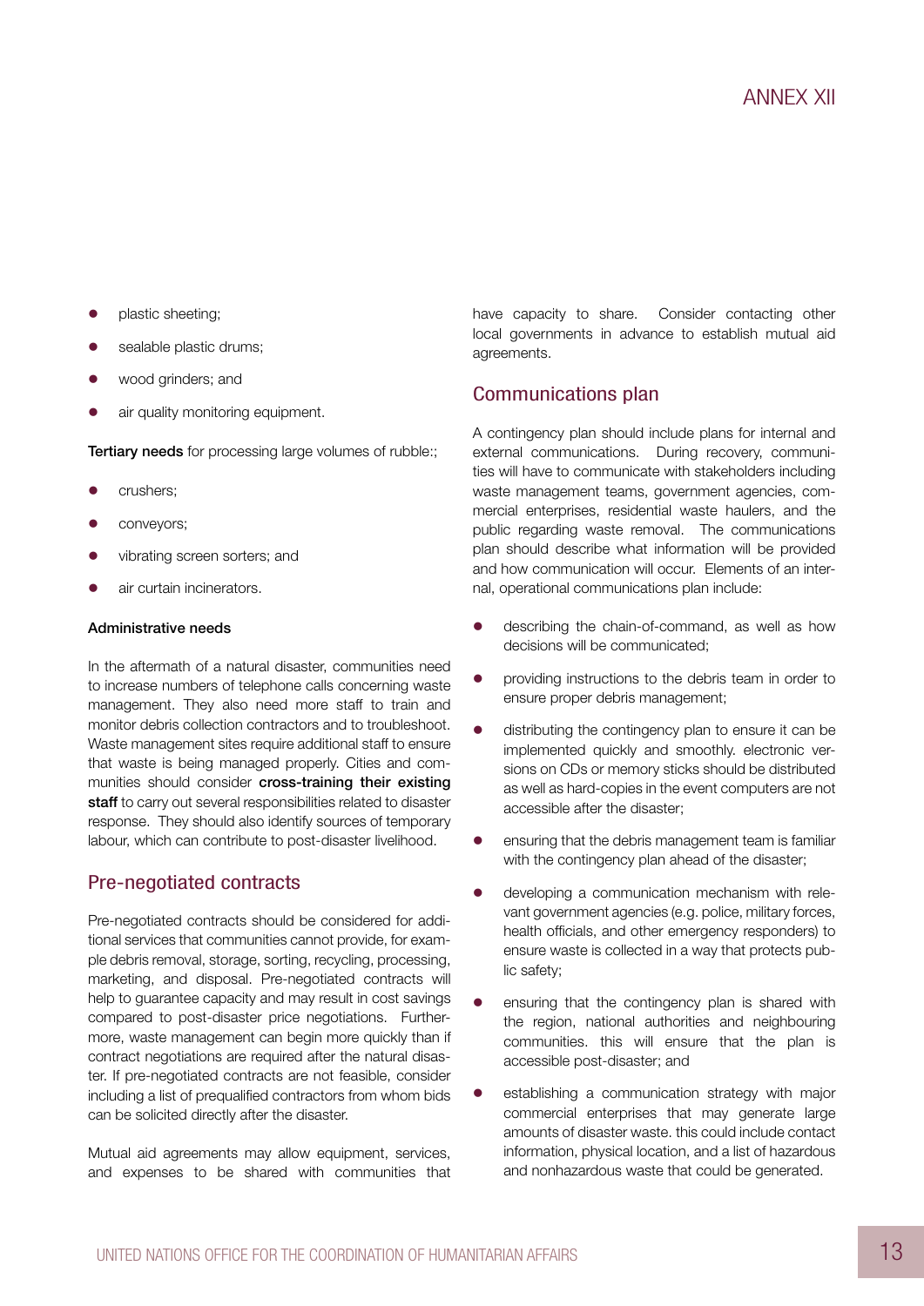- plastic sheeting;
- sealable plastic drums;
- wood grinders; and
- air quality monitoring equipment.

**Tertiary needs** for processing large volumes of rubble:;

- crushers;
- conveyors;
- vibrating screen sorters; and
- air curtain incinerators.

**Administrative needs**

In the aftermath of a natural disaster, communities need to increase numbers of telephone calls concerning waste management. They also need more staff to train and monitor debris collection contractors and to troubleshoot. Waste management sites require additional staff to ensure that waste is being managed properly. Cities and communities should consider **cross-training their existing staff** to carry out several responsibilities related to disaster response. They should also identify sources of temporary labour, which can contribute to post-disaster livelihood.

## Pre-negotiated contracts

Pre-negotiated contracts should be considered for additional services that communities cannot provide, for example debris removal, storage, sorting, recycling, processing, marketing, and disposal. Pre-negotiated contracts will help to guarantee capacity and may result in cost savings compared to post-disaster price negotiations. Furthermore, waste management can begin more quickly than if contract negotiations are required after the natural disaster. If pre-negotiated contracts are not feasible, consider including a list of prequalified contractors from whom bids can be solicited directly after the disaster.

Mutual aid agreements may allow equipment, services, and expenses to be shared with communities that have capacity to share. Consider contacting other local governments in advance to establish mutual aid agreements.

## Communications plan

A contingency plan should include plans for internal and external communications. During recovery, communities will have to communicate with stakeholders including waste management teams, government agencies, commercial enterprises, residential waste haulers, and the public regarding waste removal. The communications plan should describe what information will be provided and how communication will occur. Elements of an internal, operational communications plan include:

- describing the chain-of-command, as well as how decisions will be communicated;
- providing instructions to the debris team in order to ensure proper debris management;
- distributing the contingency plan to ensure it can be implemented quickly and smoothly. electronic versions on CDs or memory sticks should be distributed as well as hard-copies in the event computers are not accessible after the disaster;
- ensuring that the debris management team is familiar with the contingency plan ahead of the disaster;
- developing a communication mechanism with relevant government agencies (e.g. police, military forces, health officials, and other emergency responders) to ensure waste is collected in a way that protects public safety;
- ensuring that the contingency plan is shared with the region, national authorities and neighbouring communities. this will ensure that the plan is accessible post-disaster; and
- establishing a communication strategy with major commercial enterprises that may generate large amounts of disaster waste. this could include contact information, physical location, and a list of hazardous and nonhazardous waste that could be generated.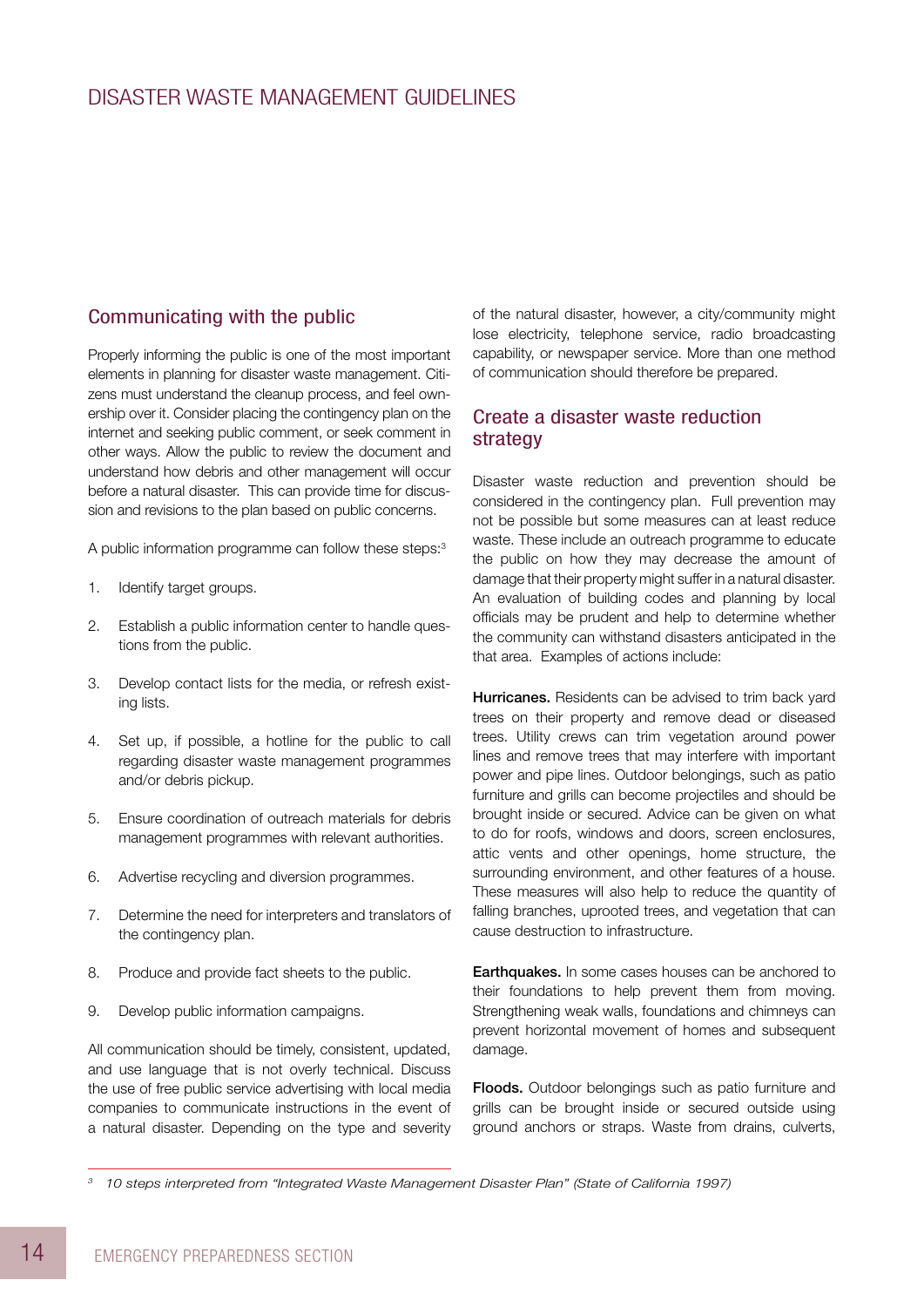## Communicating with the public

Properly informing the public is one of the most important elements in planning for disaster waste management. Citizens must understand the cleanup process, and feel ownership over it. Consider placing the contingency plan on the internet and seeking public comment, or seek comment in other ways. Allow the public to review the document and understand how debris and other management will occur before a natural disaster. This can provide time for discussion and revisions to the plan based on public concerns.

A public information programme can follow these steps:[3]

1. Identify target groups.
2. Establish a public information center to handle questions from the public.
3. Develop contact lists for the media, or refresh existing lists.
4. Set up, if possible, a hotline for the public to call regarding disaster waste management programmes and/or debris pickup.
5. Ensure coordination of outreach materials for debris management programmes with relevant authorities.
6. Advertise recycling and diversion programmes.
7. Determine the need for interpreters and translators of the contingency plan.
8. Produce and provide fact sheets to the public.
9. Develop public information campaigns.

All communication should be timely, consistent, updated, and use language that is not overly technical. Discuss the use of free public service advertising with local media companies to communicate instructions in the event of a natural disaster. Depending on the type and severity of the natural disaster, however, a city/community might lose electricity, telephone service, radio broadcasting capability, or newspaper service. More than one method of communication should therefore be prepared.

## Create a disaster waste reduction strategy

Disaster waste reduction and prevention should be considered in the contingency plan. Full prevention may not be possible but some measures can at least reduce waste. These include an outreach programme to educate the public on how they may decrease the amount of damage that their property might suffer in a natural disaster. An evaluation of building codes and planning by local officials may be prudent and help to determine whether the community can withstand disasters anticipated in the that area. Examples of actions include:

**Hurricanes.** Residents can be advised to trim back yard trees on their property and remove dead or diseased trees. Utility crews can trim vegetation around power lines and remove trees that may interfere with important power and pipe lines. Outdoor belongings, such as patio furniture and grills can become projectiles and should be brought inside or secured. Advice can be given on what to do for roofs, windows and doors, screen enclosures, attic vents and other openings, home structure, the surrounding environment, and other features of a house. These measures will also help to reduce the quantity of falling branches, uprooted trees, and vegetation that can cause destruction to infrastructure.

**Earthquakes.** In some cases houses can be anchored to their foundations to help prevent them from moving. Strengthening weak walls, foundations and chimneys can prevent horizontal movement of homes and subsequent damage.

**Floods.** Outdoor belongings such as patio furniture and grills can be brought inside or secured outside using ground anchors or straps. Waste from drains, culverts,

[3] *10 steps interpreted from "Integrated Waste Management Disaster Plan" (State of California 1997)*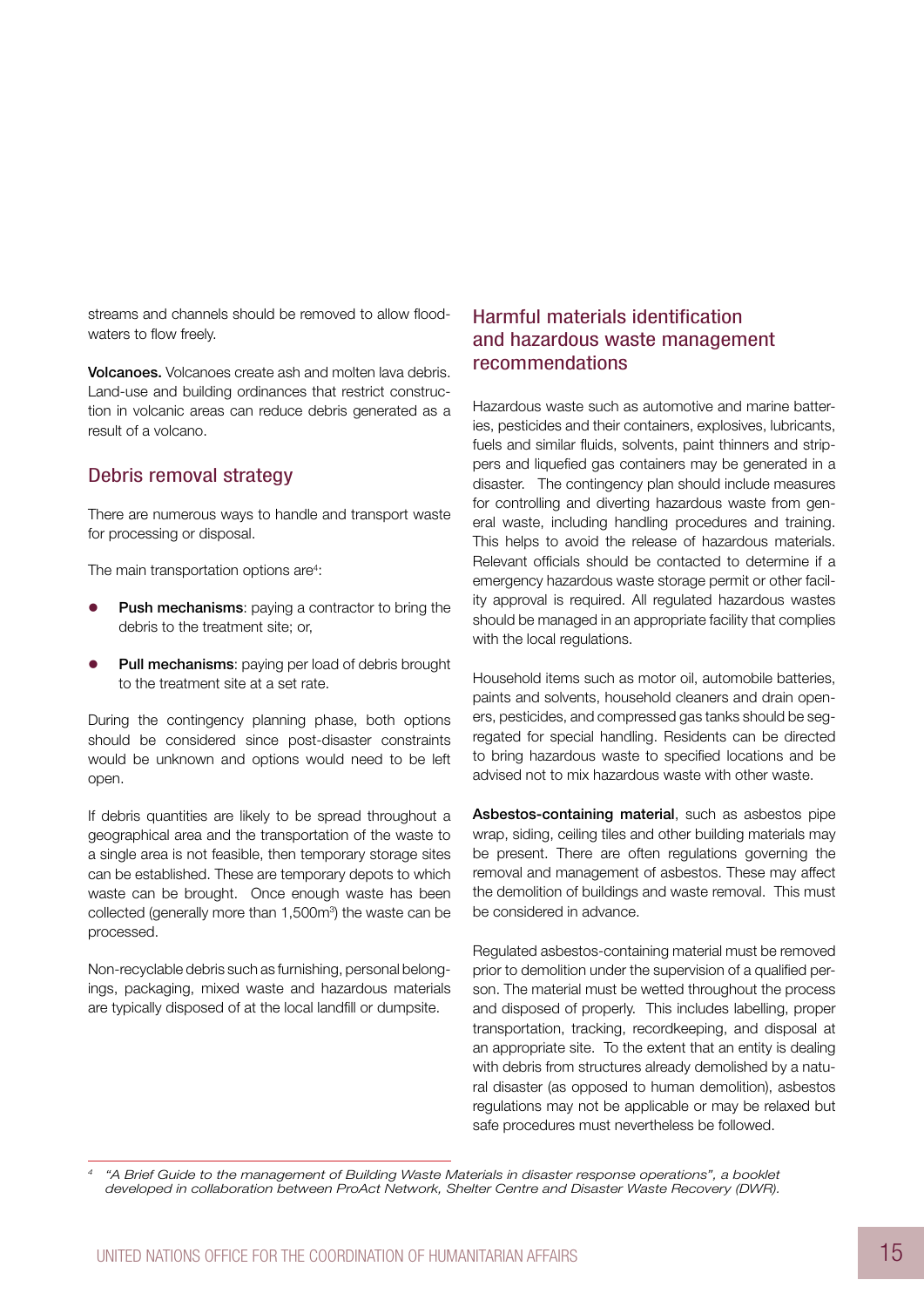streams and channels should be removed to allow floodwaters to flow freely.

**Volcanoes.** Volcanoes create ash and molten lava debris. Land-use and building ordinances that restrict construction in volcanic areas can reduce debris generated as a result of a volcano.

## Debris removal strategy

There are numerous ways to handle and transport waste for processing or disposal.

The main transportation options are[4]:

- **Push mechanisms**: paying a contractor to bring the debris to the treatment site; or,
- **Pull mechanisms**: paying per load of debris brought to the treatment site at a set rate.

During the contingency planning phase, both options should be considered since post-disaster constraints would be unknown and options would need to be left open.

If debris quantities are likely to be spread throughout a geographical area and the transportation of the waste to a single area is not feasible, then temporary storage sites can be established. These are temporary depots to which waste can be brought. Once enough waste has been collected (generally more than 1,500m$^3$) the waste can be processed.

Non-recyclable debris such as furnishing, personal belongings, packaging, mixed waste and hazardous materials are typically disposed of at the local landfill or dumpsite.

## Harmful materials identification and hazardous waste management recommendations

Hazardous waste such as automotive and marine batteries, pesticides and their containers, explosives, lubricants, fuels and similar fluids, solvents, paint thinners and strippers and liquefied gas containers may be generated in a disaster. The contingency plan should include measures for controlling and diverting hazardous waste from general waste, including handling procedures and training. This helps to avoid the release of hazardous materials. Relevant officials should be contacted to determine if a emergency hazardous waste storage permit or other facility approval is required. All regulated hazardous wastes should be managed in an appropriate facility that complies with the local regulations.

Household items such as motor oil, automobile batteries, paints and solvents, household cleaners and drain openers, pesticides, and compressed gas tanks should be segregated for special handling. Residents can be directed to bring hazardous waste to specified locations and be advised not to mix hazardous waste with other waste.

**Asbestos-containing material**, such as asbestos pipe wrap, siding, ceiling tiles and other building materials may be present. There are often regulations governing the removal and management of asbestos. These may affect the demolition of buildings and waste removal. This must be considered in advance.

Regulated asbestos-containing material must be removed prior to demolition under the supervision of a qualified person. The material must be wetted throughout the process and disposed of properly. This includes labelling, proper transportation, tracking, recordkeeping, and disposal at an appropriate site. To the extent that an entity is dealing with debris from structures already demolished by a natural disaster (as opposed to human demolition), asbestos regulations may not be applicable or may be relaxed but safe procedures must nevertheless be followed.

[4] *"A Brief Guide to the management of Building Waste Materials in disaster response operations", a booklet developed in collaboration between ProAct Network, Shelter Centre and Disaster Waste Recovery (DWR).*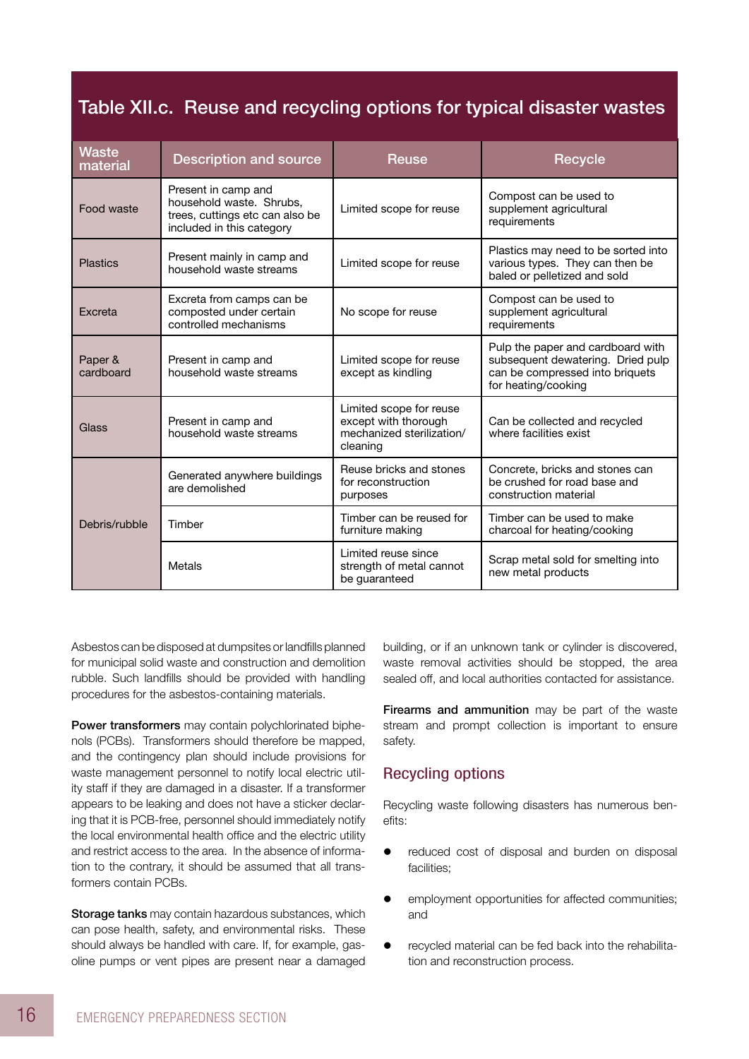## Table XII.c. Reuse and recycling options for typical disaster wastes

| Waste material | Description and source | Reuse | Recycle |
|---|---|---|---|
| Food waste | Present in camp and household waste. Shrubs, trees, cuttings etc can also be included in this category | Limited scope for reuse | Compost can be used to supplement agricultural requirements |
| Plastics | Present mainly in camp and household waste streams | Limited scope for reuse | Plastics may need to be sorted into various types. They can then be baled or pelletized and sold |
| Excreta | Excreta from camps can be composted under certain controlled mechanisms | No scope for reuse | Compost can be used to supplement agricultural requirements |
| Paper & cardboard | Present in camp and household waste streams | Limited scope for reuse except as kindling | Pulp the paper and cardboard with subsequent dewatering. Dried pulp can be compressed into briquets for heating/cooking |
| Glass | Present in camp and household waste streams | Limited scope for reuse except with thorough mechanized sterilization/ cleaning | Can be collected and recycled where facilities exist |
| Debris/rubble | Generated anywhere buildings are demolished | Reuse bricks and stones for reconstruction purposes | Concrete, bricks and stones can be crushed for road base and construction material |
| | Timber | Timber can be reused for furniture making | Timber can be used to make charcoal for heating/cooking |
| | Metals | Limited reuse since strength of metal cannot be guaranteed | Scrap metal sold for smelting into new metal products |

Asbestos can be disposed at dumpsites or landfills planned for municipal solid waste and construction and demolition rubble. Such landfills should be provided with handling procedures for the asbestos-containing materials.

**Power transformers** may contain polychlorinated biphenols (PCBs). Transformers should therefore be mapped, and the contingency plan should include provisions for waste management personnel to notify local electric utility staff if they are damaged in a disaster. If a transformer appears to be leaking and does not have a sticker declaring that it is PCB-free, personnel should immediately notify the local environmental health office and the electric utility and restrict access to the area. In the absence of information to the contrary, it should be assumed that all transformers contain PCBs.

**Storage tanks** may contain hazardous substances, which can pose health, safety, and environmental risks. These should always be handled with care. If, for example, gasoline pumps or vent pipes are present near a damaged building, or if an unknown tank or cylinder is discovered, waste removal activities should be stopped, the area sealed off, and local authorities contacted for assistance.

**Firearms and ammunition** may be part of the waste stream and prompt collection is important to ensure safety.

## Recycling options

Recycling waste following disasters has numerous benefits:

- reduced cost of disposal and burden on disposal facilities;
- employment opportunities for affected communities; and
- recycled material can be fed back into the rehabilitation and reconstruction process.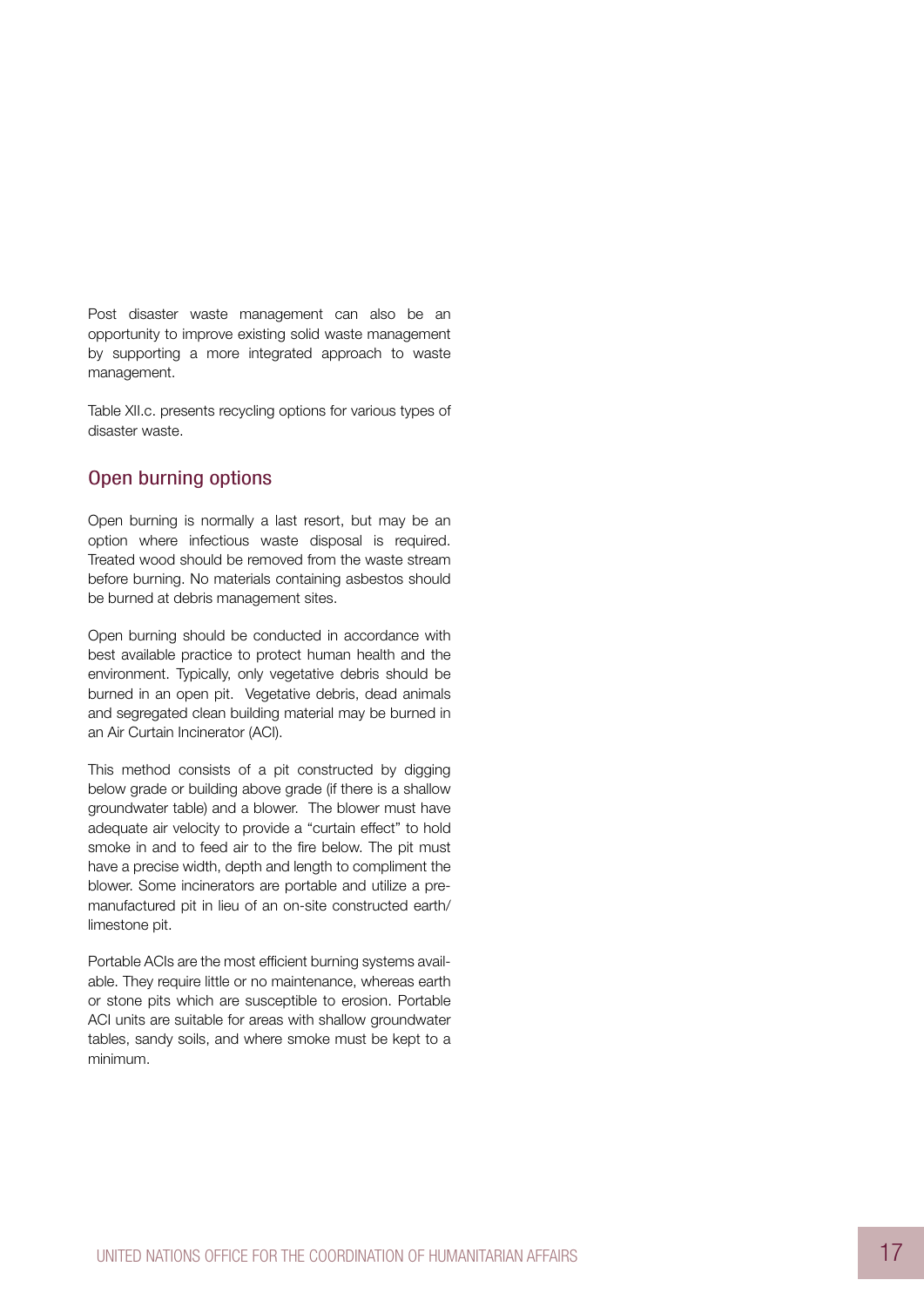Post disaster waste management can also be an opportunity to improve existing solid waste management by supporting a more integrated approach to waste management.

Table XII.c. presents recycling options for various types of disaster waste.

## Open burning options

Open burning is normally a last resort, but may be an option where infectious waste disposal is required. Treated wood should be removed from the waste stream before burning. No materials containing asbestos should be burned at debris management sites.

Open burning should be conducted in accordance with best available practice to protect human health and the environment. Typically, only vegetative debris should be burned in an open pit. Vegetative debris, dead animals and segregated clean building material may be burned in an Air Curtain Incinerator (ACI).

This method consists of a pit constructed by digging below grade or building above grade (if there is a shallow groundwater table) and a blower. The blower must have adequate air velocity to provide a "curtain effect" to hold smoke in and to feed air to the fire below. The pit must have a precise width, depth and length to compliment the blower. Some incinerators are portable and utilize a pre-manufactured pit in lieu of an on-site constructed earth/ limestone pit.

Portable ACIs are the most efficient burning systems available. They require little or no maintenance, whereas earth or stone pits which are susceptible to erosion. Portable ACI units are suitable for areas with shallow groundwater tables, sandy soils, and where smoke must be kept to a minimum.